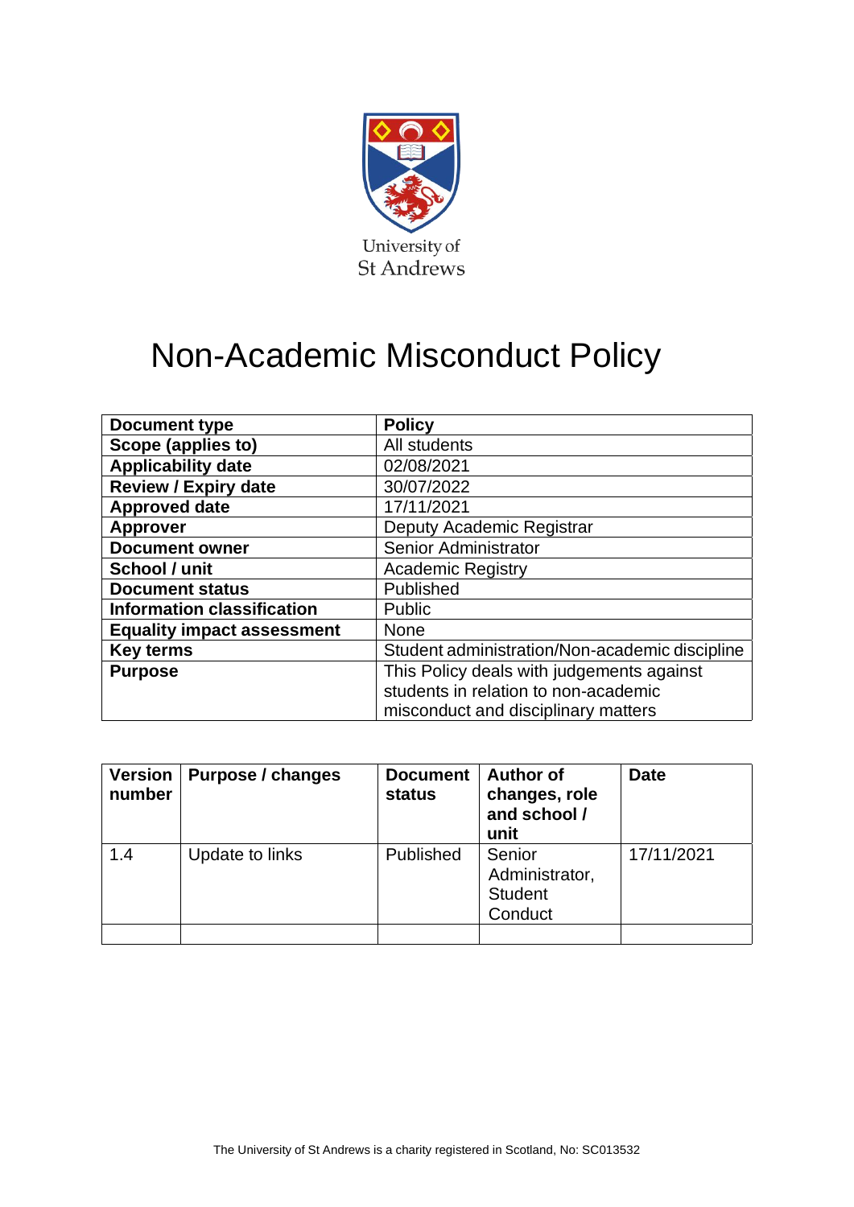University of St Andrews

# Non-Academic Misconduct Policy

| | |
|---|---|
| **Document type** | **Policy** |
| **Scope (applies to)** | All students |
| **Applicability date** | 02/08/2021 |
| **Review / Expiry date** | 30/07/2022 |
| **Approved date** | 17/11/2021 |
| **Approver** | Deputy Academic Registrar |
| **Document owner** | Senior Administrator |
| **School / unit** | Academic Registry |
| **Document status** | Published |
| **Information classification** | Public |
| **Equality impact assessment** | None |
| **Key terms** | Student administration/Non-academic discipline |
| **Purpose** | This Policy deals with judgements against students in relation to non-academic misconduct and disciplinary matters |

| **Version number** | **Purpose / changes** | **Document status** | **Author of changes, role and school / unit** | **Date** |
|---|---|---|---|---|
| 1.4 | Update to links | Published | Senior Administrator, Student Conduct | 17/11/2021 |
| | | | | |

The University of St Andrews is a charity registered in Scotland, No: SC013532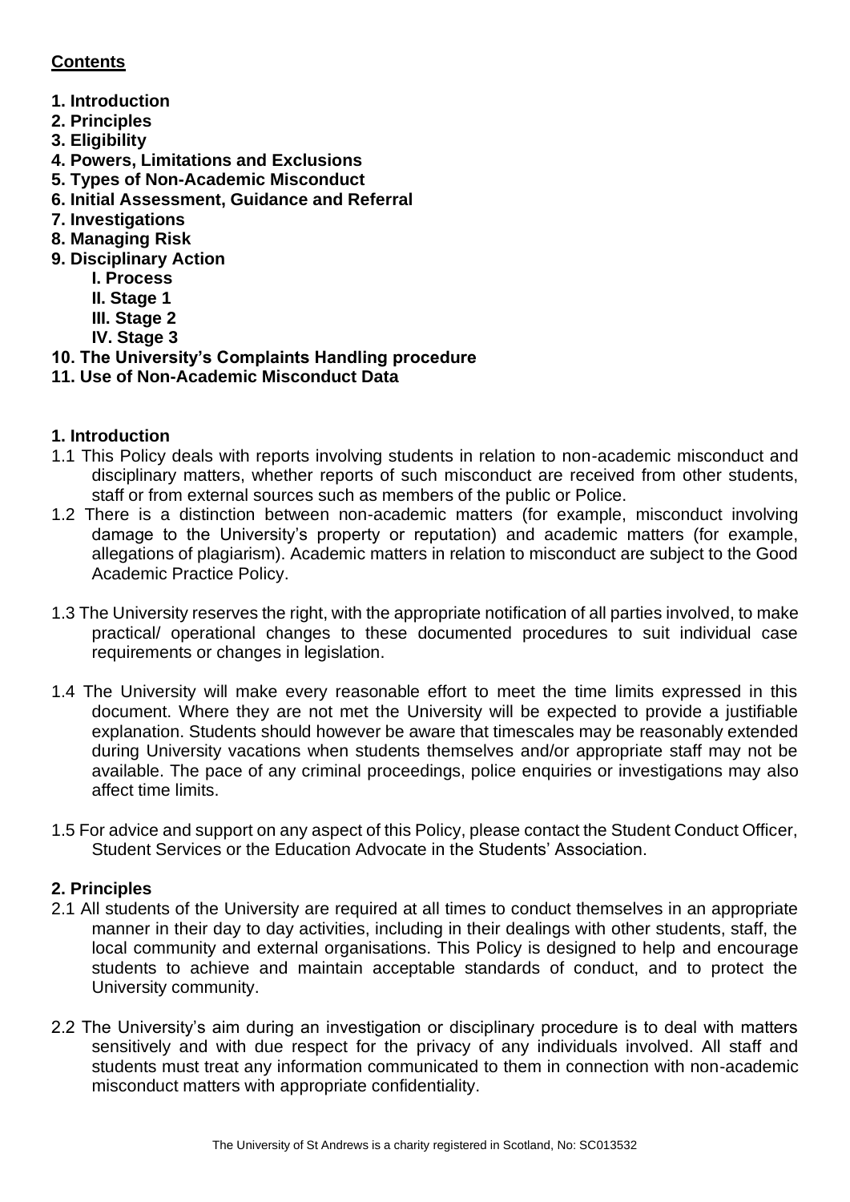## **Contents**

**1. Introduction**
**2. Principles**
**3. Eligibility**
**4. Powers, Limitations and Exclusions**
**5. Types of Non-Academic Misconduct**
**6. Initial Assessment, Guidance and Referral**
**7. Investigations**
**8. Managing Risk**
**9. Disciplinary Action**
  **I. Process**
  **II. Stage 1**
  **III. Stage 2**
  **IV. Stage 3**
**10. The University's Complaints Handling procedure**
**11. Use of Non-Academic Misconduct Data**

## **1. Introduction**

1.1 This Policy deals with reports involving students in relation to non-academic misconduct and disciplinary matters, whether reports of such misconduct are received from other students, staff or from external sources such as members of the public or Police.

1.2 There is a distinction between non-academic matters (for example, misconduct involving damage to the University's property or reputation) and academic matters (for example, allegations of plagiarism). Academic matters in relation to misconduct are subject to the Good Academic Practice Policy.

1.3 The University reserves the right, with the appropriate notification of all parties involved, to make practical/ operational changes to these documented procedures to suit individual case requirements or changes in legislation.

1.4 The University will make every reasonable effort to meet the time limits expressed in this document. Where they are not met the University will be expected to provide a justifiable explanation. Students should however be aware that timescales may be reasonably extended during University vacations when students themselves and/or appropriate staff may not be available. The pace of any criminal proceedings, police enquiries or investigations may also affect time limits.

1.5 For advice and support on any aspect of this Policy, please contact the Student Conduct Officer, Student Services or the Education Advocate in the Students' Association.

## **2. Principles**

2.1 All students of the University are required at all times to conduct themselves in an appropriate manner in their day to day activities, including in their dealings with other students, staff, the local community and external organisations. This Policy is designed to help and encourage students to achieve and maintain acceptable standards of conduct, and to protect the University community.

2.2 The University's aim during an investigation or disciplinary procedure is to deal with matters sensitively and with due respect for the privacy of any individuals involved. All staff and students must treat any information communicated to them in connection with non-academic misconduct matters with appropriate confidentiality.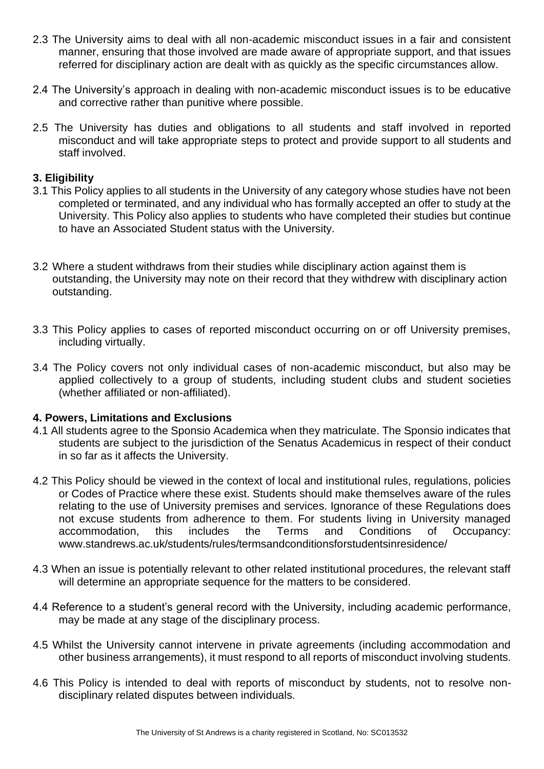2.3 The University aims to deal with all non-academic misconduct issues in a fair and consistent manner, ensuring that those involved are made aware of appropriate support, and that issues referred for disciplinary action are dealt with as quickly as the specific circumstances allow.

2.4 The University's approach in dealing with non-academic misconduct issues is to be educative and corrective rather than punitive where possible.

2.5 The University has duties and obligations to all students and staff involved in reported misconduct and will take appropriate steps to protect and provide support to all students and staff involved.

**3. Eligibility**

3.1 This Policy applies to all students in the University of any category whose studies have not been completed or terminated, and any individual who has formally accepted an offer to study at the University. This Policy also applies to students who have completed their studies but continue to have an Associated Student status with the University.

3.2 Where a student withdraws from their studies while disciplinary action against them is outstanding, the University may note on their record that they withdrew with disciplinary action outstanding.

3.3 This Policy applies to cases of reported misconduct occurring on or off University premises, including virtually.

3.4 The Policy covers not only individual cases of non-academic misconduct, but also may be applied collectively to a group of students, including student clubs and student societies (whether affiliated or non-affiliated).

**4. Powers, Limitations and Exclusions**

4.1 All students agree to the Sponsio Academica when they matriculate. The Sponsio indicates that students are subject to the jurisdiction of the Senatus Academicus in respect of their conduct in so far as it affects the University.

4.2 This Policy should be viewed in the context of local and institutional rules, regulations, policies or Codes of Practice where these exist. Students should make themselves aware of the rules relating to the use of University premises and services. Ignorance of these Regulations does not excuse students from adherence to them. For students living in University managed accommodation, this includes the Terms and Conditions of Occupancy: www.standrews.ac.uk/students/rules/termsandconditionsforstudentsinresidence/

4.3 When an issue is potentially relevant to other related institutional procedures, the relevant staff will determine an appropriate sequence for the matters to be considered.

4.4 Reference to a student's general record with the University, including academic performance, may be made at any stage of the disciplinary process.

4.5 Whilst the University cannot intervene in private agreements (including accommodation and other business arrangements), it must respond to all reports of misconduct involving students.

4.6 This Policy is intended to deal with reports of misconduct by students, not to resolve non-disciplinary related disputes between individuals.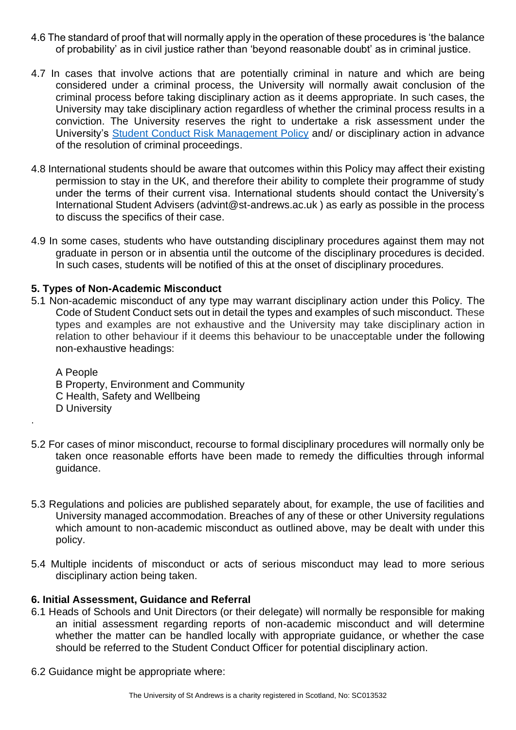4.6 The standard of proof that will normally apply in the operation of these procedures is 'the balance of probability' as in civil justice rather than 'beyond reasonable doubt' as in criminal justice.

4.7 In cases that involve actions that are potentially criminal in nature and which are being considered under a criminal process, the University will normally await conclusion of the criminal process before taking disciplinary action as it deems appropriate. In such cases, the University may take disciplinary action regardless of whether the criminal process results in a conviction. The University reserves the right to undertake a risk assessment under the University's [Student Conduct Risk Management Policy] and/ or disciplinary action in advance of the resolution of criminal proceedings.

4.8 International students should be aware that outcomes within this Policy may affect their existing permission to stay in the UK, and therefore their ability to complete their programme of study under the terms of their current visa. International students should contact the University's International Student Advisers (advint@st-andrews.ac.uk ) as early as possible in the process to discuss the specifics of their case.

4.9 In some cases, students who have outstanding disciplinary procedures against them may not graduate in person or in absentia until the outcome of the disciplinary procedures is decided. In such cases, students will be notified of this at the onset of disciplinary procedures.

## 5. Types of Non-Academic Misconduct

5.1 Non-academic misconduct of any type may warrant disciplinary action under this Policy. The Code of Student Conduct sets out in detail the types and examples of such misconduct. These types and examples are not exhaustive and the University may take disciplinary action in relation to other behaviour if it deems this behaviour to be unacceptable under the following non-exhaustive headings:

A People
B Property, Environment and Community
C Health, Safety and Wellbeing
D University

5.2 For cases of minor misconduct, recourse to formal disciplinary procedures will normally only be taken once reasonable efforts have been made to remedy the difficulties through informal guidance.

5.3 Regulations and policies are published separately about, for example, the use of facilities and University managed accommodation. Breaches of any of these or other University regulations which amount to non-academic misconduct as outlined above, may be dealt with under this policy.

5.4 Multiple incidents of misconduct or acts of serious misconduct may lead to more serious disciplinary action being taken.

## 6. Initial Assessment, Guidance and Referral

6.1 Heads of Schools and Unit Directors (or their delegate) will normally be responsible for making an initial assessment regarding reports of non-academic misconduct and will determine whether the matter can be handled locally with appropriate guidance, or whether the case should be referred to the Student Conduct Officer for potential disciplinary action.

6.2 Guidance might be appropriate where: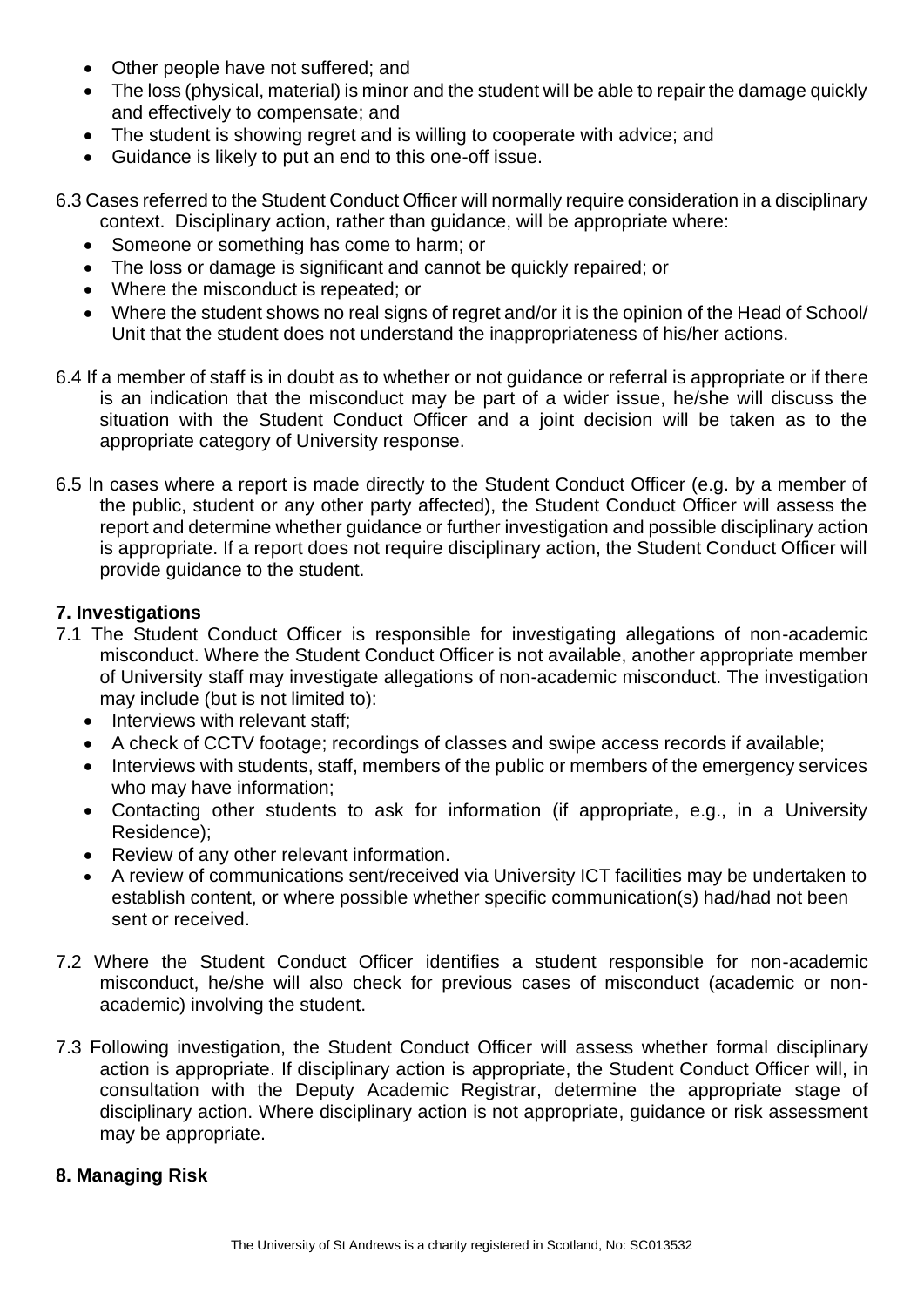- Other people have not suffered; and
- The loss (physical, material) is minor and the student will be able to repair the damage quickly and effectively to compensate; and
- The student is showing regret and is willing to cooperate with advice; and
- Guidance is likely to put an end to this one-off issue.

6.3 Cases referred to the Student Conduct Officer will normally require consideration in a disciplinary context. Disciplinary action, rather than guidance, will be appropriate where:

- Someone or something has come to harm; or
- The loss or damage is significant and cannot be quickly repaired; or
- Where the misconduct is repeated; or
- Where the student shows no real signs of regret and/or it is the opinion of the Head of School/ Unit that the student does not understand the inappropriateness of his/her actions.

6.4 If a member of staff is in doubt as to whether or not guidance or referral is appropriate or if there is an indication that the misconduct may be part of a wider issue, he/she will discuss the situation with the Student Conduct Officer and a joint decision will be taken as to the appropriate category of University response.

6.5 In cases where a report is made directly to the Student Conduct Officer (e.g. by a member of the public, student or any other party affected), the Student Conduct Officer will assess the report and determine whether guidance or further investigation and possible disciplinary action is appropriate. If a report does not require disciplinary action, the Student Conduct Officer will provide guidance to the student.

## 7. Investigations

7.1 The Student Conduct Officer is responsible for investigating allegations of non-academic misconduct. Where the Student Conduct Officer is not available, another appropriate member of University staff may investigate allegations of non-academic misconduct. The investigation may include (but is not limited to):

- Interviews with relevant staff;
- A check of CCTV footage; recordings of classes and swipe access records if available;
- Interviews with students, staff, members of the public or members of the emergency services who may have information;
- Contacting other students to ask for information (if appropriate, e.g., in a University Residence);
- Review of any other relevant information.
- A review of communications sent/received via University ICT facilities may be undertaken to establish content, or where possible whether specific communication(s) had/had not been sent or received.

7.2 Where the Student Conduct Officer identifies a student responsible for non-academic misconduct, he/she will also check for previous cases of misconduct (academic or non-academic) involving the student.

7.3 Following investigation, the Student Conduct Officer will assess whether formal disciplinary action is appropriate. If disciplinary action is appropriate, the Student Conduct Officer will, in consultation with the Deputy Academic Registrar, determine the appropriate stage of disciplinary action. Where disciplinary action is not appropriate, guidance or risk assessment may be appropriate.

## 8. Managing Risk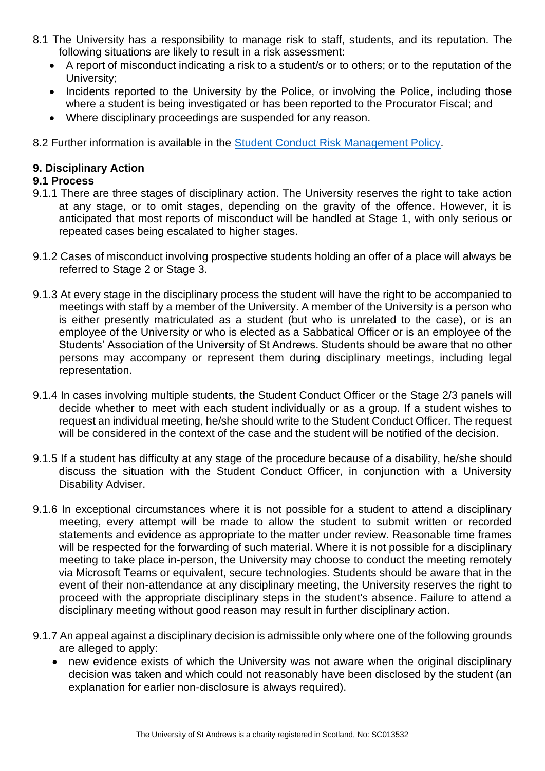8.1 The University has a responsibility to manage risk to staff, students, and its reputation. The following situations are likely to result in a risk assessment:

- A report of misconduct indicating a risk to a student/s or to others; or to the reputation of the University;
- Incidents reported to the University by the Police, or involving the Police, including those where a student is being investigated or has been reported to the Procurator Fiscal; and
- Where disciplinary proceedings are suspended for any reason.

8.2 Further information is available in the [Student Conduct Risk Management Policy](#).

## 9. Disciplinary Action

### 9.1 Process

9.1.1 There are three stages of disciplinary action. The University reserves the right to take action at any stage, or to omit stages, depending on the gravity of the offence. However, it is anticipated that most reports of misconduct will be handled at Stage 1, with only serious or repeated cases being escalated to higher stages.

9.1.2 Cases of misconduct involving prospective students holding an offer of a place will always be referred to Stage 2 or Stage 3.

9.1.3 At every stage in the disciplinary process the student will have the right to be accompanied to meetings with staff by a member of the University. A member of the University is a person who is either presently matriculated as a student (but who is unrelated to the case), or is an employee of the University or who is elected as a Sabbatical Officer or is an employee of the Students' Association of the University of St Andrews. Students should be aware that no other persons may accompany or represent them during disciplinary meetings, including legal representation.

9.1.4 In cases involving multiple students, the Student Conduct Officer or the Stage 2/3 panels will decide whether to meet with each student individually or as a group. If a student wishes to request an individual meeting, he/she should write to the Student Conduct Officer. The request will be considered in the context of the case and the student will be notified of the decision.

9.1.5 If a student has difficulty at any stage of the procedure because of a disability, he/she should discuss the situation with the Student Conduct Officer, in conjunction with a University Disability Adviser.

9.1.6 In exceptional circumstances where it is not possible for a student to attend a disciplinary meeting, every attempt will be made to allow the student to submit written or recorded statements and evidence as appropriate to the matter under review. Reasonable time frames will be respected for the forwarding of such material. Where it is not possible for a disciplinary meeting to take place in-person, the University may choose to conduct the meeting remotely via Microsoft Teams or equivalent, secure technologies. Students should be aware that in the event of their non-attendance at any disciplinary meeting, the University reserves the right to proceed with the appropriate disciplinary steps in the student's absence. Failure to attend a disciplinary meeting without good reason may result in further disciplinary action.

9.1.7 An appeal against a disciplinary decision is admissible only where one of the following grounds are alleged to apply:

- new evidence exists of which the University was not aware when the original disciplinary decision was taken and which could not reasonably have been disclosed by the student (an explanation for earlier non-disclosure is always required).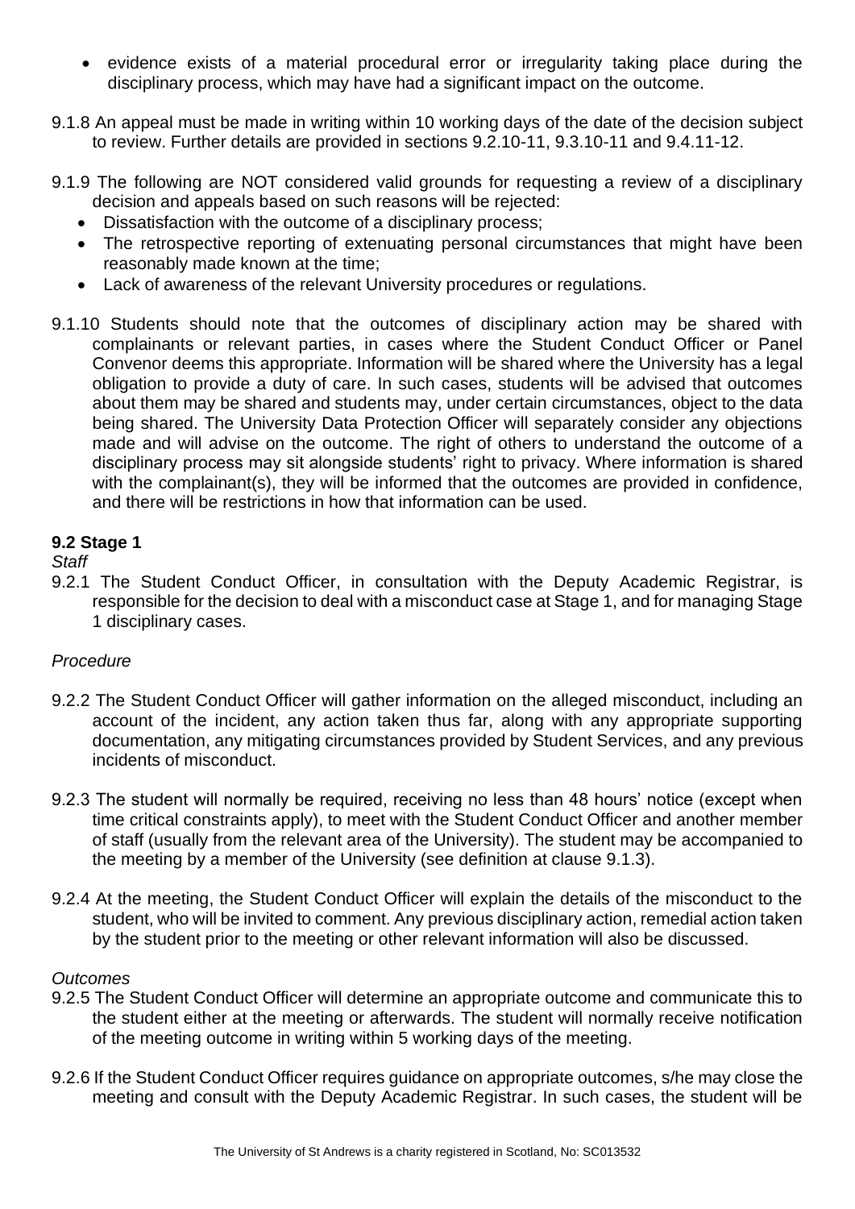- evidence exists of a material procedural error or irregularity taking place during the disciplinary process, which may have had a significant impact on the outcome.

9.1.8 An appeal must be made in writing within 10 working days of the date of the decision subject to review. Further details are provided in sections 9.2.10-11, 9.3.10-11 and 9.4.11-12.

9.1.9 The following are NOT considered valid grounds for requesting a review of a disciplinary decision and appeals based on such reasons will be rejected:

- Dissatisfaction with the outcome of a disciplinary process;
- The retrospective reporting of extenuating personal circumstances that might have been reasonably made known at the time;
- Lack of awareness of the relevant University procedures or regulations.

9.1.10 Students should note that the outcomes of disciplinary action may be shared with complainants or relevant parties, in cases where the Student Conduct Officer or Panel Convenor deems this appropriate. Information will be shared where the University has a legal obligation to provide a duty of care. In such cases, students will be advised that outcomes about them may be shared and students may, under certain circumstances, object to the data being shared. The University Data Protection Officer will separately consider any objections made and will advise on the outcome. The right of others to understand the outcome of a disciplinary process may sit alongside students' right to privacy. Where information is shared with the complainant(s), they will be informed that the outcomes are provided in confidence, and there will be restrictions in how that information can be used.

### 9.2 Stage 1

*Staff*

9.2.1 The Student Conduct Officer, in consultation with the Deputy Academic Registrar, is responsible for the decision to deal with a misconduct case at Stage 1, and for managing Stage 1 disciplinary cases.

*Procedure*

9.2.2 The Student Conduct Officer will gather information on the alleged misconduct, including an account of the incident, any action taken thus far, along with any appropriate supporting documentation, any mitigating circumstances provided by Student Services, and any previous incidents of misconduct.

9.2.3 The student will normally be required, receiving no less than 48 hours' notice (except when time critical constraints apply), to meet with the Student Conduct Officer and another member of staff (usually from the relevant area of the University). The student may be accompanied to the meeting by a member of the University (see definition at clause 9.1.3).

9.2.4 At the meeting, the Student Conduct Officer will explain the details of the misconduct to the student, who will be invited to comment. Any previous disciplinary action, remedial action taken by the student prior to the meeting or other relevant information will also be discussed.

*Outcomes*

9.2.5 The Student Conduct Officer will determine an appropriate outcome and communicate this to the student either at the meeting or afterwards. The student will normally receive notification of the meeting outcome in writing within 5 working days of the meeting.

9.2.6 If the Student Conduct Officer requires guidance on appropriate outcomes, s/he may close the meeting and consult with the Deputy Academic Registrar. In such cases, the student will be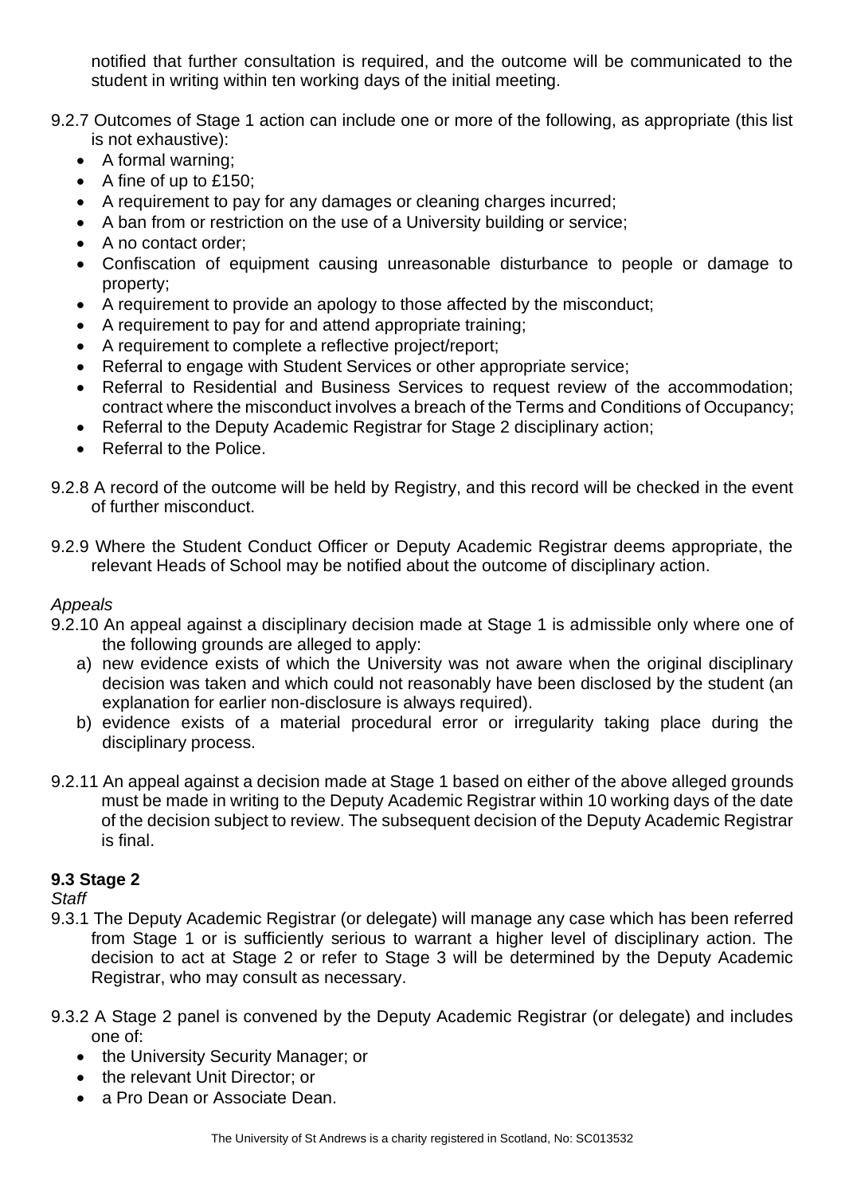notified that further consultation is required, and the outcome will be communicated to the student in writing within ten working days of the initial meeting.

9.2.7 Outcomes of Stage 1 action can include one or more of the following, as appropriate (this list is not exhaustive):

- A formal warning;
- A fine of up to £150;
- A requirement to pay for any damages or cleaning charges incurred;
- A ban from or restriction on the use of a University building or service;
- A no contact order;
- Confiscation of equipment causing unreasonable disturbance to people or damage to property;
- A requirement to provide an apology to those affected by the misconduct;
- A requirement to pay for and attend appropriate training;
- A requirement to complete a reflective project/report;
- Referral to engage with Student Services or other appropriate service;
- Referral to Residential and Business Services to request review of the accommodation; contract where the misconduct involves a breach of the Terms and Conditions of Occupancy;
- Referral to the Deputy Academic Registrar for Stage 2 disciplinary action;
- Referral to the Police.

9.2.8 A record of the outcome will be held by Registry, and this record will be checked in the event of further misconduct.

9.2.9 Where the Student Conduct Officer or Deputy Academic Registrar deems appropriate, the relevant Heads of School may be notified about the outcome of disciplinary action.

*Appeals*

9.2.10 An appeal against a disciplinary decision made at Stage 1 is admissible only where one of the following grounds are alleged to apply:

a) new evidence exists of which the University was not aware when the original disciplinary decision was taken and which could not reasonably have been disclosed by the student (an explanation for earlier non-disclosure is always required).

b) evidence exists of a material procedural error or irregularity taking place during the disciplinary process.

9.2.11 An appeal against a decision made at Stage 1 based on either of the above alleged grounds must be made in writing to the Deputy Academic Registrar within 10 working days of the date of the decision subject to review. The subsequent decision of the Deputy Academic Registrar is final.

### 9.3 Stage 2

*Staff*

9.3.1 The Deputy Academic Registrar (or delegate) will manage any case which has been referred from Stage 1 or is sufficiently serious to warrant a higher level of disciplinary action. The decision to act at Stage 2 or refer to Stage 3 will be determined by the Deputy Academic Registrar, who may consult as necessary.

9.3.2 A Stage 2 panel is convened by the Deputy Academic Registrar (or delegate) and includes one of:

- the University Security Manager; or
- the relevant Unit Director; or
- a Pro Dean or Associate Dean.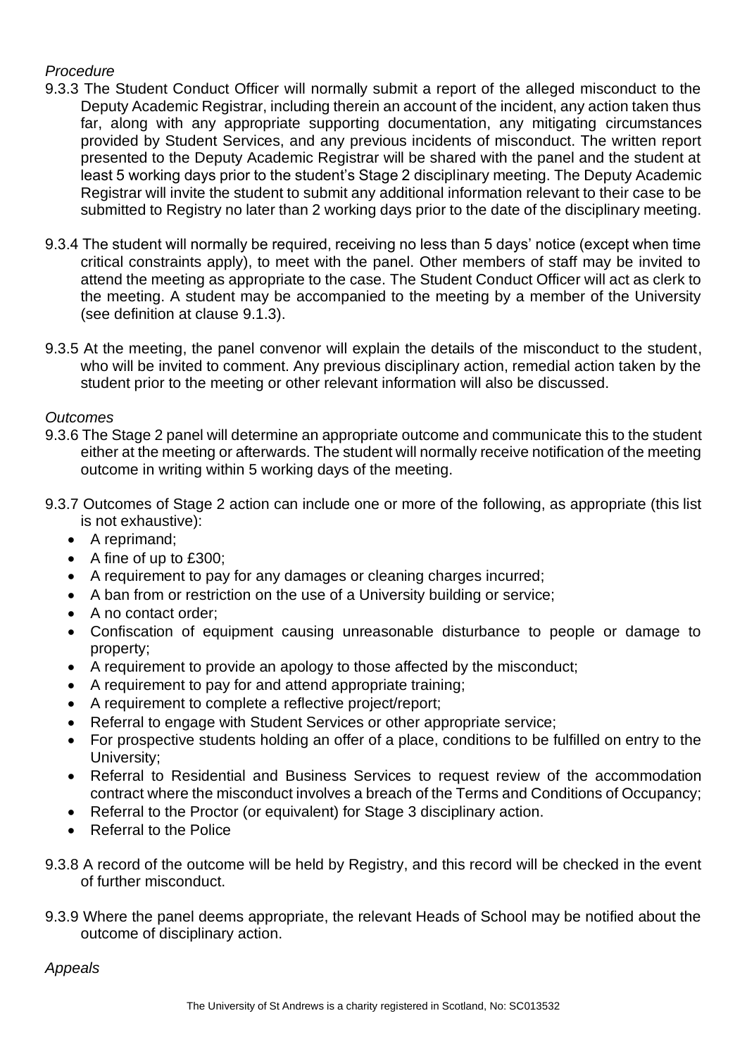*Procedure*

9.3.3 The Student Conduct Officer will normally submit a report of the alleged misconduct to the Deputy Academic Registrar, including therein an account of the incident, any action taken thus far, along with any appropriate supporting documentation, any mitigating circumstances provided by Student Services, and any previous incidents of misconduct. The written report presented to the Deputy Academic Registrar will be shared with the panel and the student at least 5 working days prior to the student's Stage 2 disciplinary meeting. The Deputy Academic Registrar will invite the student to submit any additional information relevant to their case to be submitted to Registry no later than 2 working days prior to the date of the disciplinary meeting.

9.3.4 The student will normally be required, receiving no less than 5 days' notice (except when time critical constraints apply), to meet with the panel. Other members of staff may be invited to attend the meeting as appropriate to the case. The Student Conduct Officer will act as clerk to the meeting. A student may be accompanied to the meeting by a member of the University (see definition at clause 9.1.3).

9.3.5 At the meeting, the panel convenor will explain the details of the misconduct to the student, who will be invited to comment. Any previous disciplinary action, remedial action taken by the student prior to the meeting or other relevant information will also be discussed.

*Outcomes*

9.3.6 The Stage 2 panel will determine an appropriate outcome and communicate this to the student either at the meeting or afterwards. The student will normally receive notification of the meeting outcome in writing within 5 working days of the meeting.

9.3.7 Outcomes of Stage 2 action can include one or more of the following, as appropriate (this list is not exhaustive):

- A reprimand;
- A fine of up to £300;
- A requirement to pay for any damages or cleaning charges incurred;
- A ban from or restriction on the use of a University building or service;
- A no contact order;
- Confiscation of equipment causing unreasonable disturbance to people or damage to property;
- A requirement to provide an apology to those affected by the misconduct;
- A requirement to pay for and attend appropriate training;
- A requirement to complete a reflective project/report;
- Referral to engage with Student Services or other appropriate service;
- For prospective students holding an offer of a place, conditions to be fulfilled on entry to the University;
- Referral to Residential and Business Services to request review of the accommodation contract where the misconduct involves a breach of the Terms and Conditions of Occupancy;
- Referral to the Proctor (or equivalent) for Stage 3 disciplinary action.
- Referral to the Police

9.3.8 A record of the outcome will be held by Registry, and this record will be checked in the event of further misconduct.

9.3.9 Where the panel deems appropriate, the relevant Heads of School may be notified about the outcome of disciplinary action.

*Appeals*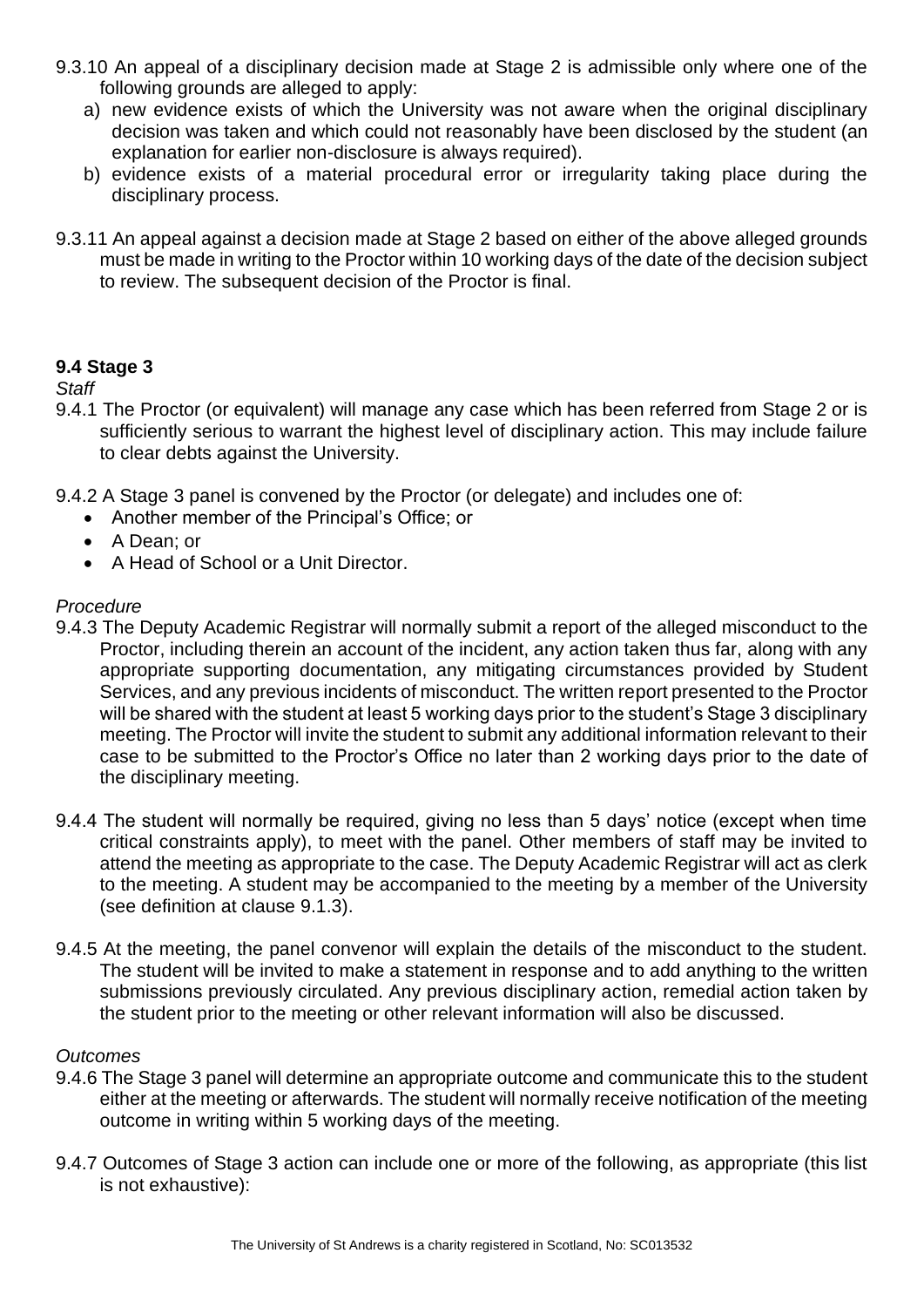9.3.10 An appeal of a disciplinary decision made at Stage 2 is admissible only where one of the following grounds are alleged to apply:

a) new evidence exists of which the University was not aware when the original disciplinary decision was taken and which could not reasonably have been disclosed by the student (an explanation for earlier non-disclosure is always required).

b) evidence exists of a material procedural error or irregularity taking place during the disciplinary process.

9.3.11 An appeal against a decision made at Stage 2 based on either of the above alleged grounds must be made in writing to the Proctor within 10 working days of the date of the decision subject to review. The subsequent decision of the Proctor is final.

### 9.4 Stage 3

*Staff*

9.4.1 The Proctor (or equivalent) will manage any case which has been referred from Stage 2 or is sufficiently serious to warrant the highest level of disciplinary action. This may include failure to clear debts against the University.

9.4.2 A Stage 3 panel is convened by the Proctor (or delegate) and includes one of:

- Another member of the Principal's Office; or
- A Dean; or
- A Head of School or a Unit Director.

*Procedure*

9.4.3 The Deputy Academic Registrar will normally submit a report of the alleged misconduct to the Proctor, including therein an account of the incident, any action taken thus far, along with any appropriate supporting documentation, any mitigating circumstances provided by Student Services, and any previous incidents of misconduct. The written report presented to the Proctor will be shared with the student at least 5 working days prior to the student's Stage 3 disciplinary meeting. The Proctor will invite the student to submit any additional information relevant to their case to be submitted to the Proctor's Office no later than 2 working days prior to the date of the disciplinary meeting.

9.4.4 The student will normally be required, giving no less than 5 days' notice (except when time critical constraints apply), to meet with the panel. Other members of staff may be invited to attend the meeting as appropriate to the case. The Deputy Academic Registrar will act as clerk to the meeting. A student may be accompanied to the meeting by a member of the University (see definition at clause 9.1.3).

9.4.5 At the meeting, the panel convenor will explain the details of the misconduct to the student. The student will be invited to make a statement in response and to add anything to the written submissions previously circulated. Any previous disciplinary action, remedial action taken by the student prior to the meeting or other relevant information will also be discussed.

*Outcomes*

9.4.6 The Stage 3 panel will determine an appropriate outcome and communicate this to the student either at the meeting or afterwards. The student will normally receive notification of the meeting outcome in writing within 5 working days of the meeting.

9.4.7 Outcomes of Stage 3 action can include one or more of the following, as appropriate (this list is not exhaustive):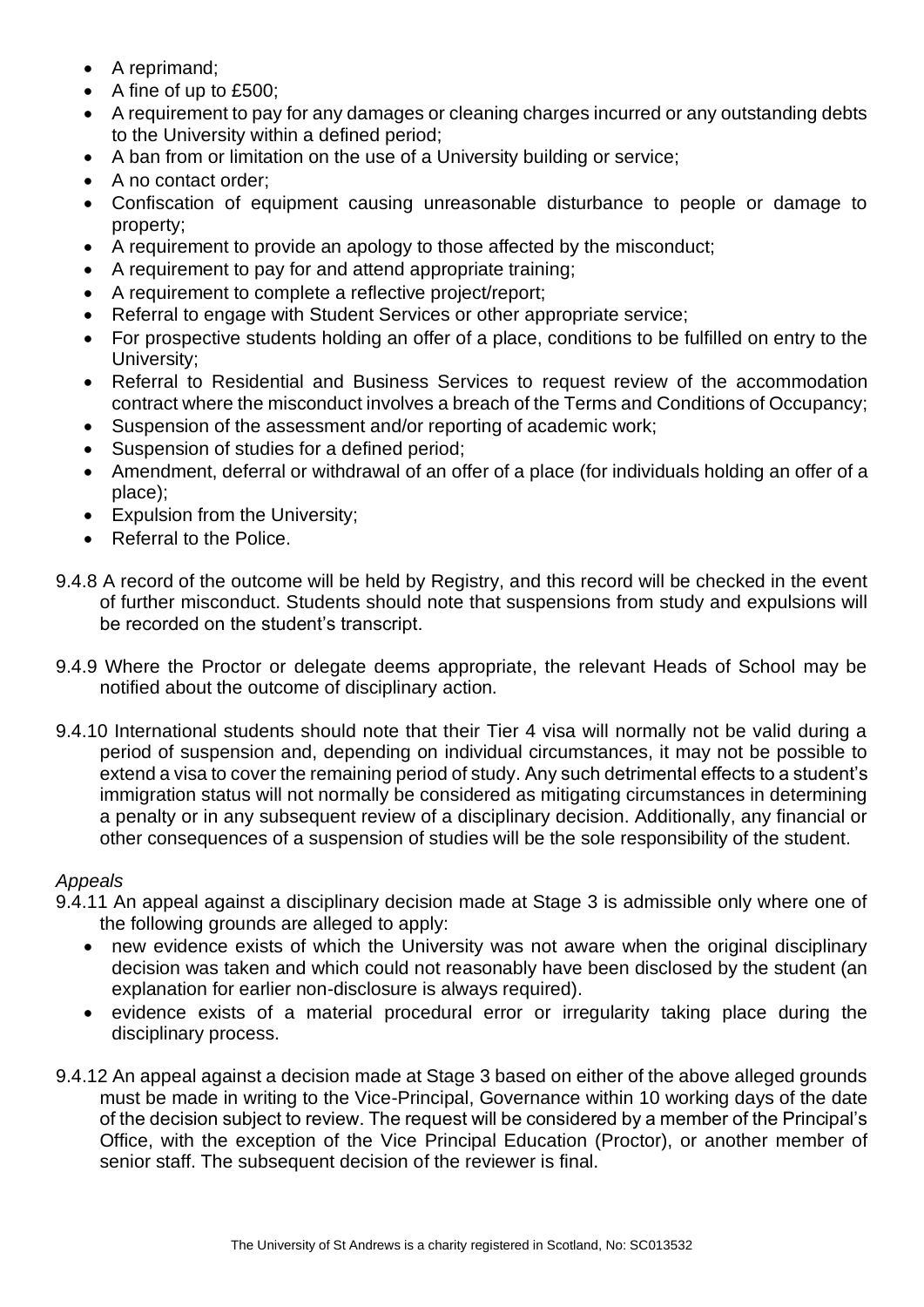- A reprimand;
- A fine of up to £500;
- A requirement to pay for any damages or cleaning charges incurred or any outstanding debts to the University within a defined period;
- A ban from or limitation on the use of a University building or service;
- A no contact order;
- Confiscation of equipment causing unreasonable disturbance to people or damage to property;
- A requirement to provide an apology to those affected by the misconduct;
- A requirement to pay for and attend appropriate training;
- A requirement to complete a reflective project/report;
- Referral to engage with Student Services or other appropriate service;
- For prospective students holding an offer of a place, conditions to be fulfilled on entry to the University;
- Referral to Residential and Business Services to request review of the accommodation contract where the misconduct involves a breach of the Terms and Conditions of Occupancy;
- Suspension of the assessment and/or reporting of academic work;
- Suspension of studies for a defined period;
- Amendment, deferral or withdrawal of an offer of a place (for individuals holding an offer of a place);
- Expulsion from the University;
- Referral to the Police.

9.4.8 A record of the outcome will be held by Registry, and this record will be checked in the event of further misconduct. Students should note that suspensions from study and expulsions will be recorded on the student's transcript.

9.4.9 Where the Proctor or delegate deems appropriate, the relevant Heads of School may be notified about the outcome of disciplinary action.

9.4.10 International students should note that their Tier 4 visa will normally not be valid during a period of suspension and, depending on individual circumstances, it may not be possible to extend a visa to cover the remaining period of study. Any such detrimental effects to a student's immigration status will not normally be considered as mitigating circumstances in determining a penalty or in any subsequent review of a disciplinary decision. Additionally, any financial or other consequences of a suspension of studies will be the sole responsibility of the student.

*Appeals*

9.4.11 An appeal against a disciplinary decision made at Stage 3 is admissible only where one of the following grounds are alleged to apply:

- new evidence exists of which the University was not aware when the original disciplinary decision was taken and which could not reasonably have been disclosed by the student (an explanation for earlier non-disclosure is always required).
- evidence exists of a material procedural error or irregularity taking place during the disciplinary process.

9.4.12 An appeal against a decision made at Stage 3 based on either of the above alleged grounds must be made in writing to the Vice-Principal, Governance within 10 working days of the date of the decision subject to review. The request will be considered by a member of the Principal's Office, with the exception of the Vice Principal Education (Proctor), or another member of senior staff. The subsequent decision of the reviewer is final.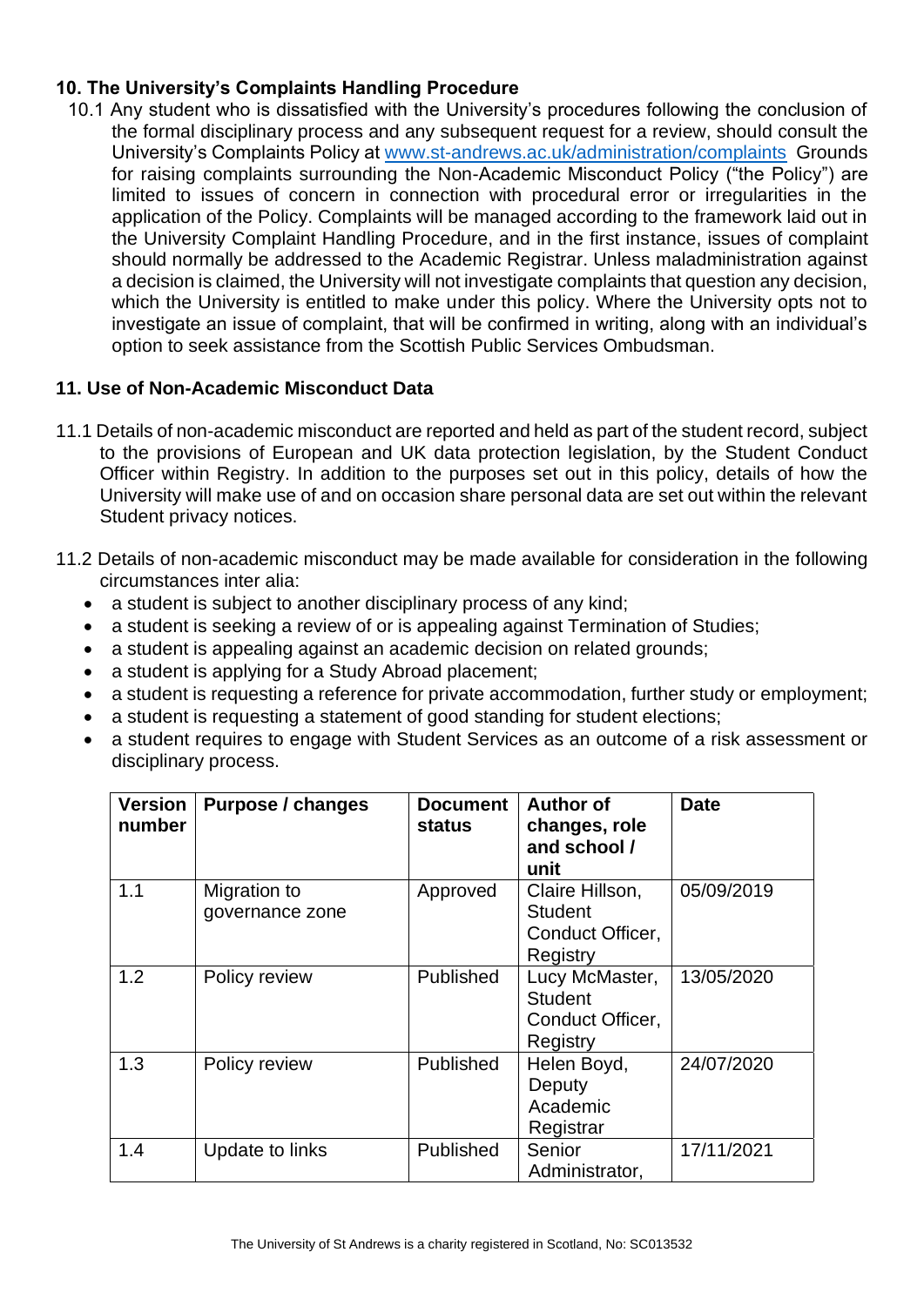## 10. The University's Complaints Handling Procedure

10.1 Any student who is dissatisfied with the University's procedures following the conclusion of the formal disciplinary process and any subsequent request for a review, should consult the University's Complaints Policy at [www.st-andrews.ac.uk/administration/complaints](http://www.st-andrews.ac.uk/administration/complaints) Grounds for raising complaints surrounding the Non-Academic Misconduct Policy ("the Policy") are limited to issues of concern in connection with procedural error or irregularities in the application of the Policy. Complaints will be managed according to the framework laid out in the University Complaint Handling Procedure, and in the first instance, issues of complaint should normally be addressed to the Academic Registrar. Unless maladministration against a decision is claimed, the University will not investigate complaints that question any decision, which the University is entitled to make under this policy. Where the University opts not to investigate an issue of complaint, that will be confirmed in writing, along with an individual's option to seek assistance from the Scottish Public Services Ombudsman.

## 11. Use of Non-Academic Misconduct Data

11.1 Details of non-academic misconduct are reported and held as part of the student record, subject to the provisions of European and UK data protection legislation, by the Student Conduct Officer within Registry. In addition to the purposes set out in this policy, details of how the University will make use of and on occasion share personal data are set out within the relevant Student privacy notices.

11.2 Details of non-academic misconduct may be made available for consideration in the following circumstances inter alia:

- a student is subject to another disciplinary process of any kind;
- a student is seeking a review of or is appealing against Termination of Studies;
- a student is appealing against an academic decision on related grounds;
- a student is applying for a Study Abroad placement;
- a student is requesting a reference for private accommodation, further study or employment;
- a student is requesting a statement of good standing for student elections;
- a student requires to engage with Student Services as an outcome of a risk assessment or disciplinary process.

| Version number | Purpose / changes | Document status | Author of changes, role and school / unit | Date |
|---|---|---|---|---|
| 1.1 | Migration to governance zone | Approved | Claire Hillson, Student Conduct Officer, Registry | 05/09/2019 |
| 1.2 | Policy review | Published | Lucy McMaster, Student Conduct Officer, Registry | 13/05/2020 |
| 1.3 | Policy review | Published | Helen Boyd, Deputy Academic Registrar | 24/07/2020 |
| 1.4 | Update to links | Published | Senior Administrator, | 17/11/2021 |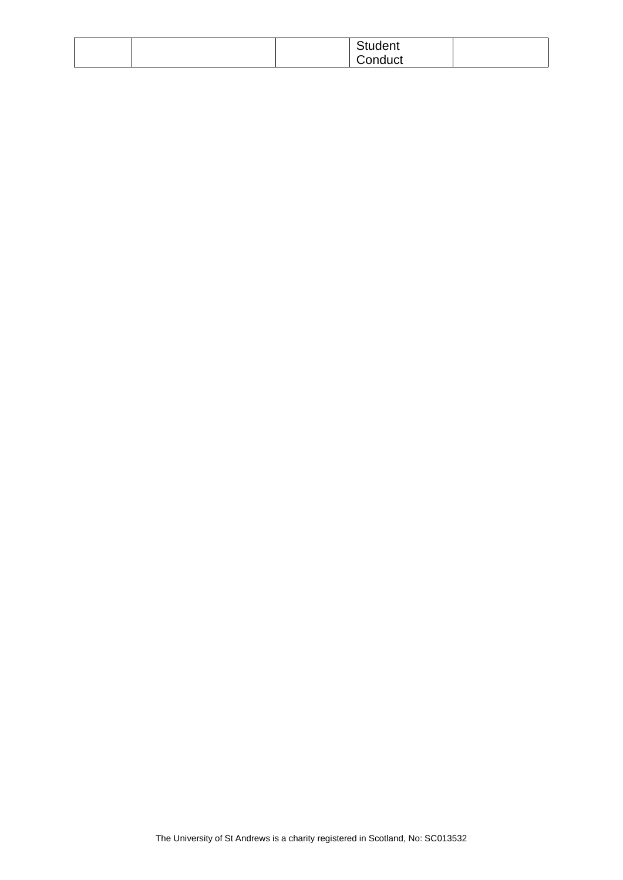| | | | | |
|---|---|---|---|---|
| | | | Student Conduct | |